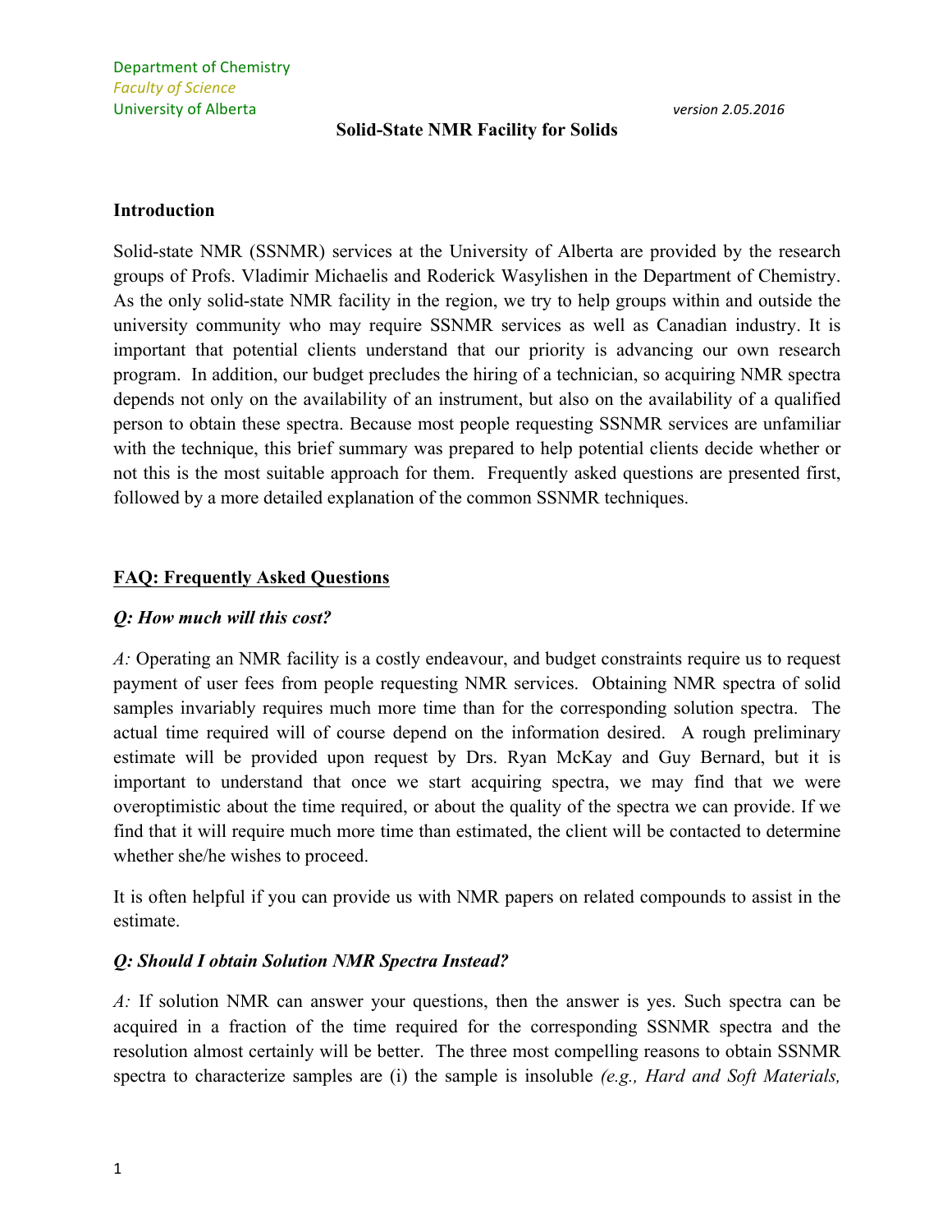Department of Chemistry
*Faculty of Science*
University of Alberta

*version 2.05.2016*

# Solid-State NMR Facility for Solids

## Introduction

Solid-state NMR (SSNMR) services at the University of Alberta are provided by the research groups of Profs. Vladimir Michaelis and Roderick Wasylishen in the Department of Chemistry. As the only solid-state NMR facility in the region, we try to help groups within and outside the university community who may require SSNMR services as well as Canadian industry. It is important that potential clients understand that our priority is advancing our own research program. In addition, our budget precludes the hiring of a technician, so acquiring NMR spectra depends not only on the availability of an instrument, but also on the availability of a qualified person to obtain these spectra. Because most people requesting SSNMR services are unfamiliar with the technique, this brief summary was prepared to help potential clients decide whether or not this is the most suitable approach for them. Frequently asked questions are presented first, followed by a more detailed explanation of the common SSNMR techniques.

## FAQ: Frequently Asked Questions

### *Q: How much will this cost?*

*A:* Operating an NMR facility is a costly endeavour, and budget constraints require us to request payment of user fees from people requesting NMR services. Obtaining NMR spectra of solid samples invariably requires much more time than for the corresponding solution spectra. The actual time required will of course depend on the information desired. A rough preliminary estimate will be provided upon request by Drs. Ryan McKay and Guy Bernard, but it is important to understand that once we start acquiring spectra, we may find that we were overoptimistic about the time required, or about the quality of the spectra we can provide. If we find that it will require much more time than estimated, the client will be contacted to determine whether she/he wishes to proceed.

It is often helpful if you can provide us with NMR papers on related compounds to assist in the estimate.

### *Q: Should I obtain Solution NMR Spectra Instead?*

*A:* If solution NMR can answer your questions, then the answer is yes. Such spectra can be acquired in a fraction of the time required for the corresponding SSNMR spectra and the resolution almost certainly will be better. The three most compelling reasons to obtain SSNMR spectra to characterize samples are (i) the sample is insoluble *(e.g., Hard and Soft Materials,*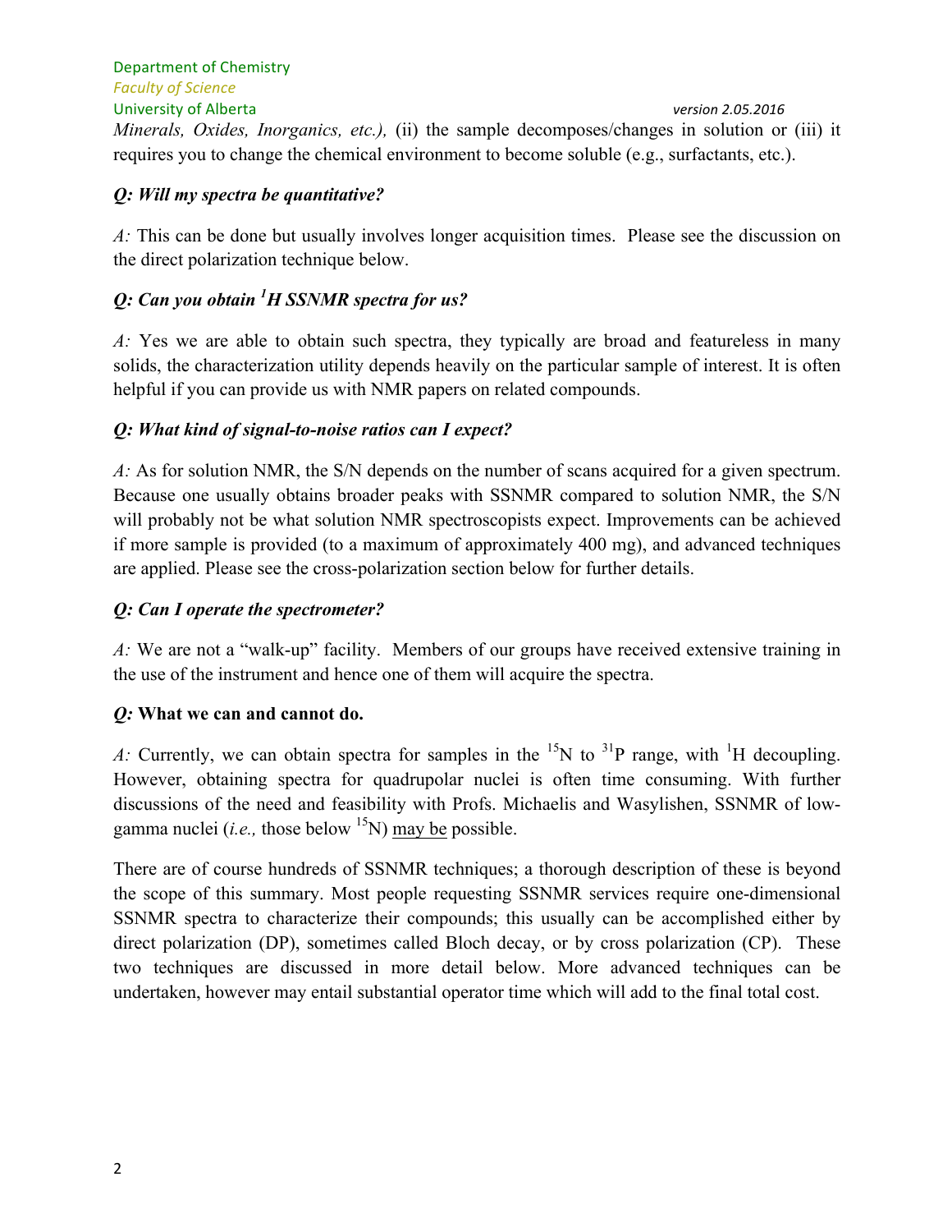*Minerals, Oxides, Inorganics, etc.),* (ii) the sample decomposes/changes in solution or (iii) it requires you to change the chemical environment to become soluble (e.g., surfactants, etc.).

***Q: Will my spectra be quantitative?***

*A:* This can be done but usually involves longer acquisition times. Please see the discussion on the direct polarization technique below.

***Q: Can you obtain $^{1}$H SSNMR spectra for us?***

*A:* Yes we are able to obtain such spectra, they typically are broad and featureless in many solids, the characterization utility depends heavily on the particular sample of interest. It is often helpful if you can provide us with NMR papers on related compounds.

***Q: What kind of signal-to-noise ratios can I expect?***

*A:* As for solution NMR, the S/N depends on the number of scans acquired for a given spectrum. Because one usually obtains broader peaks with SSNMR compared to solution NMR, the S/N will probably not be what solution NMR spectroscopists expect. Improvements can be achieved if more sample is provided (to a maximum of approximately 400 mg), and advanced techniques are applied. Please see the cross-polarization section below for further details.

***Q: Can I operate the spectrometer?***

*A:* We are not a "walk-up" facility. Members of our groups have received extensive training in the use of the instrument and hence one of them will acquire the spectra.

***Q:* What we can and cannot do.**

*A:* Currently, we can obtain spectra for samples in the $^{15}$N to $^{31}$P range, with $^{1}$H decoupling. However, obtaining spectra for quadrupolar nuclei is often time consuming. With further discussions of the need and feasibility with Profs. Michaelis and Wasylishen, SSNMR of low-gamma nuclei (*i.e.,* those below $^{15}$N) may be possible.

There are of course hundreds of SSNMR techniques; a thorough description of these is beyond the scope of this summary. Most people requesting SSNMR services require one-dimensional SSNMR spectra to characterize their compounds; this usually can be accomplished either by direct polarization (DP), sometimes called Bloch decay, or by cross polarization (CP). These two techniques are discussed in more detail below. More advanced techniques can be undertaken, however may entail substantial operator time which will add to the final total cost.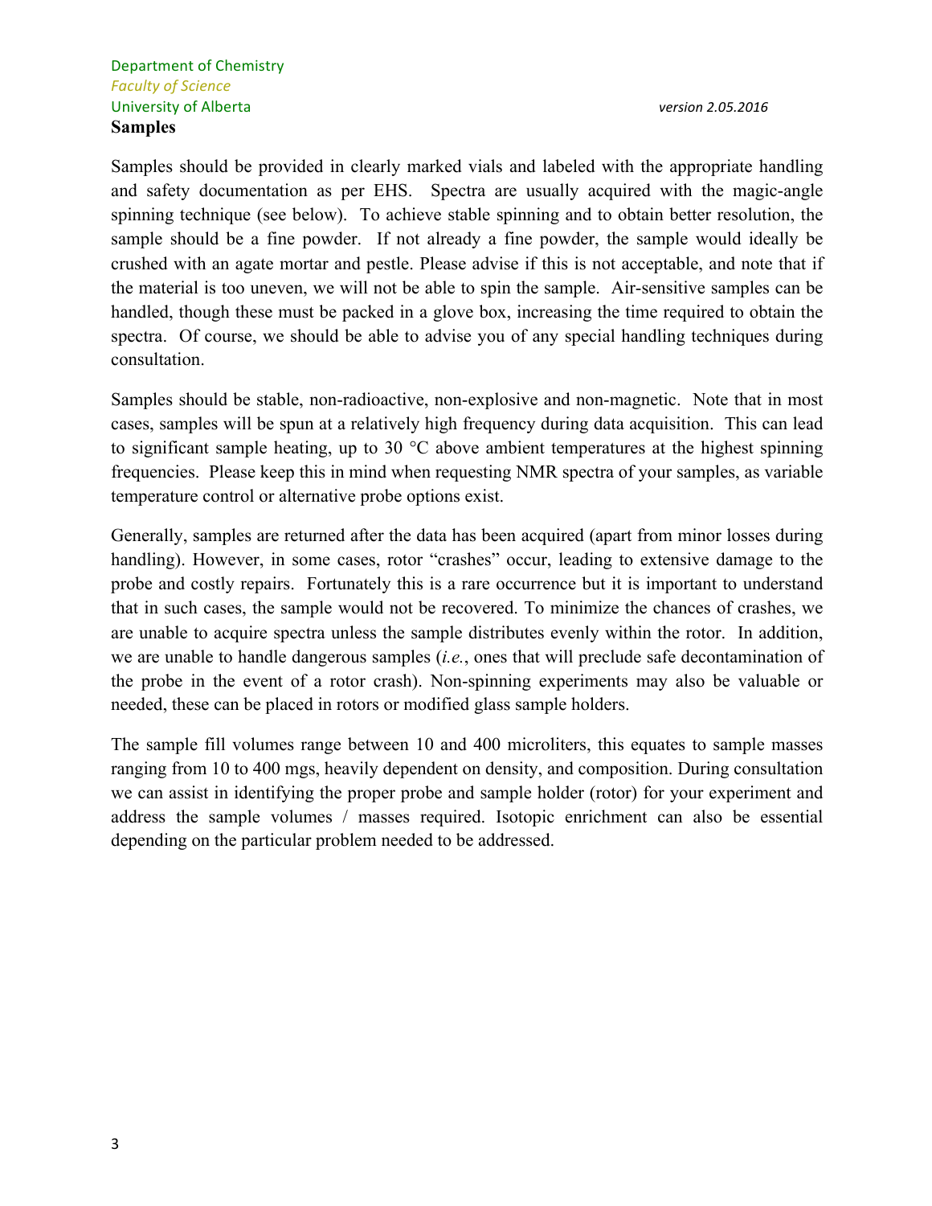## Samples

Samples should be provided in clearly marked vials and labeled with the appropriate handling and safety documentation as per EHS. Spectra are usually acquired with the magic-angle spinning technique (see below). To achieve stable spinning and to obtain better resolution, the sample should be a fine powder. If not already a fine powder, the sample would ideally be crushed with an agate mortar and pestle. Please advise if this is not acceptable, and note that if the material is too uneven, we will not be able to spin the sample. Air-sensitive samples can be handled, though these must be packed in a glove box, increasing the time required to obtain the spectra. Of course, we should be able to advise you of any special handling techniques during consultation.

Samples should be stable, non-radioactive, non-explosive and non-magnetic. Note that in most cases, samples will be spun at a relatively high frequency during data acquisition. This can lead to significant sample heating, up to 30 °C above ambient temperatures at the highest spinning frequencies. Please keep this in mind when requesting NMR spectra of your samples, as variable temperature control or alternative probe options exist.

Generally, samples are returned after the data has been acquired (apart from minor losses during handling). However, in some cases, rotor "crashes" occur, leading to extensive damage to the probe and costly repairs. Fortunately this is a rare occurrence but it is important to understand that in such cases, the sample would not be recovered. To minimize the chances of crashes, we are unable to acquire spectra unless the sample distributes evenly within the rotor. In addition, we are unable to handle dangerous samples (*i.e.*, ones that will preclude safe decontamination of the probe in the event of a rotor crash). Non-spinning experiments may also be valuable or needed, these can be placed in rotors or modified glass sample holders.

The sample fill volumes range between 10 and 400 microliters, this equates to sample masses ranging from 10 to 400 mgs, heavily dependent on density, and composition. During consultation we can assist in identifying the proper probe and sample holder (rotor) for your experiment and address the sample volumes / masses required. Isotopic enrichment can also be essential depending on the particular problem needed to be addressed.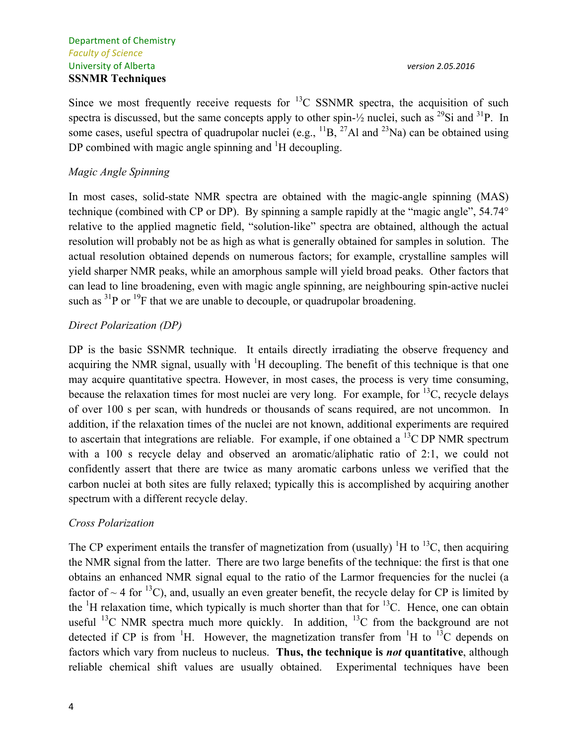Since we most frequently receive requests for $^{13}C$ SSNMR spectra, the acquisition of such spectra is discussed, but the same concepts apply to other spin-½ nuclei, such as $^{29}Si$ and $^{31}P$. In some cases, useful spectra of quadrupolar nuclei (e.g., $^{11}B$, $^{27}Al$ and $^{23}Na$) can be obtained using DP combined with magic angle spinning and $^{1}H$ decoupling.

*Magic Angle Spinning*

In most cases, solid-state NMR spectra are obtained with the magic-angle spinning (MAS) technique (combined with CP or DP). By spinning a sample rapidly at the "magic angle", 54.74° relative to the applied magnetic field, "solution-like" spectra are obtained, although the actual resolution will probably not be as high as what is generally obtained for samples in solution. The actual resolution obtained depends on numerous factors; for example, crystalline samples will yield sharper NMR peaks, while an amorphous sample will yield broad peaks. Other factors that can lead to line broadening, even with magic angle spinning, are neighbouring spin-active nuclei such as $^{31}P$ or $^{19}F$ that we are unable to decouple, or quadrupolar broadening.

*Direct Polarization (DP)*

DP is the basic SSNMR technique. It entails directly irradiating the observe frequency and acquiring the NMR signal, usually with $^{1}H$ decoupling. The benefit of this technique is that one may acquire quantitative spectra. However, in most cases, the process is very time consuming, because the relaxation times for most nuclei are very long. For example, for $^{13}C$, recycle delays of over 100 s per scan, with hundreds or thousands of scans required, are not uncommon. In addition, if the relaxation times of the nuclei are not known, additional experiments are required to ascertain that integrations are reliable. For example, if one obtained a $^{13}C$ DP NMR spectrum with a 100 s recycle delay and observed an aromatic/aliphatic ratio of 2:1, we could not confidently assert that there are twice as many aromatic carbons unless we verified that the carbon nuclei at both sites are fully relaxed; typically this is accomplished by acquiring another spectrum with a different recycle delay.

*Cross Polarization*

The CP experiment entails the transfer of magnetization from (usually) $^{1}H$ to $^{13}C$, then acquiring the NMR signal from the latter. There are two large benefits of the technique: the first is that one obtains an enhanced NMR signal equal to the ratio of the Larmor frequencies for the nuclei (a factor of ~ 4 for $^{13}C$), and, usually an even greater benefit, the recycle delay for CP is limited by the $^{1}H$ relaxation time, which typically is much shorter than that for $^{13}C$. Hence, one can obtain useful $^{13}C$ NMR spectra much more quickly. In addition, $^{13}C$ from the background are not detected if CP is from $^{1}H$. However, the magnetization transfer from $^{1}H$ to $^{13}C$ depends on factors which vary from nucleus to nucleus. **Thus, the technique is *not* quantitative**, although reliable chemical shift values are usually obtained. Experimental techniques have been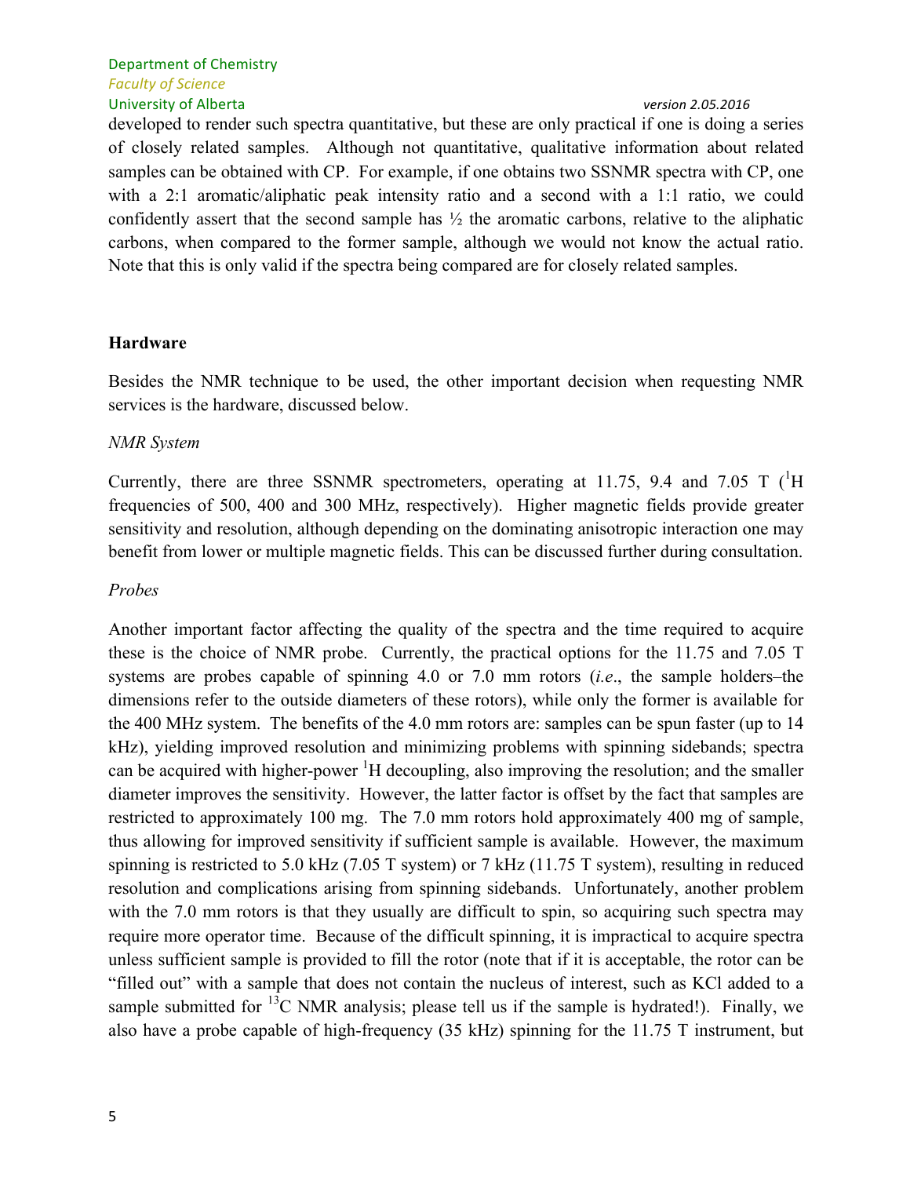developed to render such spectra quantitative, but these are only practical if one is doing a series of closely related samples. Although not quantitative, qualitative information about related samples can be obtained with CP. For example, if one obtains two SSNMR spectra with CP, one with a 2:1 aromatic/aliphatic peak intensity ratio and a second with a 1:1 ratio, we could confidently assert that the second sample has ½ the aromatic carbons, relative to the aliphatic carbons, when compared to the former sample, although we would not know the actual ratio. Note that this is only valid if the spectra being compared are for closely related samples.

**Hardware**

Besides the NMR technique to be used, the other important decision when requesting NMR services is the hardware, discussed below.

*NMR System*

Currently, there are three SSNMR spectrometers, operating at 11.75, 9.4 and 7.05 T ($^{1}$H frequencies of 500, 400 and 300 MHz, respectively). Higher magnetic fields provide greater sensitivity and resolution, although depending on the dominating anisotropic interaction one may benefit from lower or multiple magnetic fields. This can be discussed further during consultation.

*Probes*

Another important factor affecting the quality of the spectra and the time required to acquire these is the choice of NMR probe. Currently, the practical options for the 11.75 and 7.05 T systems are probes capable of spinning 4.0 or 7.0 mm rotors (*i.e*., the sample holders–the dimensions refer to the outside diameters of these rotors), while only the former is available for the 400 MHz system. The benefits of the 4.0 mm rotors are: samples can be spun faster (up to 14 kHz), yielding improved resolution and minimizing problems with spinning sidebands; spectra can be acquired with higher-power $^{1}$H decoupling, also improving the resolution; and the smaller diameter improves the sensitivity. However, the latter factor is offset by the fact that samples are restricted to approximately 100 mg. The 7.0 mm rotors hold approximately 400 mg of sample, thus allowing for improved sensitivity if sufficient sample is available. However, the maximum spinning is restricted to 5.0 kHz (7.05 T system) or 7 kHz (11.75 T system), resulting in reduced resolution and complications arising from spinning sidebands. Unfortunately, another problem with the 7.0 mm rotors is that they usually are difficult to spin, so acquiring such spectra may require more operator time. Because of the difficult spinning, it is impractical to acquire spectra unless sufficient sample is provided to fill the rotor (note that if it is acceptable, the rotor can be "filled out" with a sample that does not contain the nucleus of interest, such as KCl added to a sample submitted for $^{13}$C NMR analysis; please tell us if the sample is hydrated!). Finally, we also have a probe capable of high-frequency (35 kHz) spinning for the 11.75 T instrument, but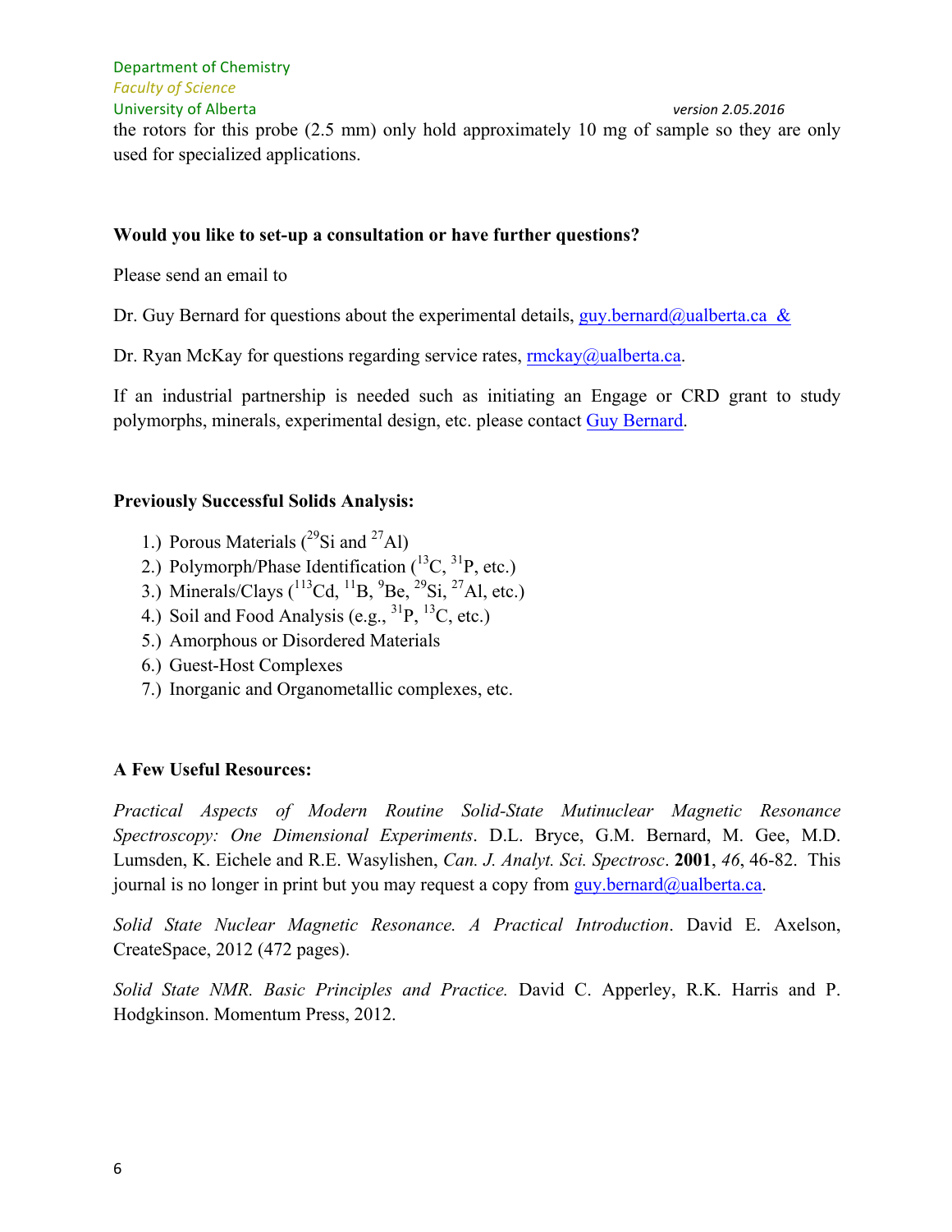the rotors for this probe (2.5 mm) only hold approximately 10 mg of sample so they are only used for specialized applications.

**Would you like to set-up a consultation or have further questions?**

Please send an email to

Dr. Guy Bernard for questions about the experimental details, guy.bernard@ualberta.ca &

Dr. Ryan McKay for questions regarding service rates, rmckay@ualberta.ca.

If an industrial partnership is needed such as initiating an Engage or CRD grant to study polymorphs, minerals, experimental design, etc. please contact Guy Bernard.

**Previously Successful Solids Analysis:**

1.) Porous Materials ($^{29}$Si and $^{27}$Al)
2.) Polymorph/Phase Identification ($^{13}$C, $^{31}$P, etc.)
3.) Minerals/Clays ($^{113}$Cd, $^{11}$B, $^{9}$Be, $^{29}$Si, $^{27}$Al, etc.)
4.) Soil and Food Analysis (e.g., $^{31}$P, $^{13}$C, etc.)
5.) Amorphous or Disordered Materials
6.) Guest-Host Complexes
7.) Inorganic and Organometallic complexes, etc.

**A Few Useful Resources:**

*Practical Aspects of Modern Routine Solid-State Mutinuclear Magnetic Resonance Spectroscopy: One Dimensional Experiments*. D.L. Bryce, G.M. Bernard, M. Gee, M.D. Lumsden, K. Eichele and R.E. Wasylishen, *Can. J. Analyt. Sci. Spectrosc*. **2001**, *46*, 46-82. This journal is no longer in print but you may request a copy from guy.bernard@ualberta.ca.

*Solid State Nuclear Magnetic Resonance. A Practical Introduction*. David E. Axelson, CreateSpace, 2012 (472 pages).

*Solid State NMR. Basic Principles and Practice.* David C. Apperley, R.K. Harris and P. Hodgkinson. Momentum Press, 2012.